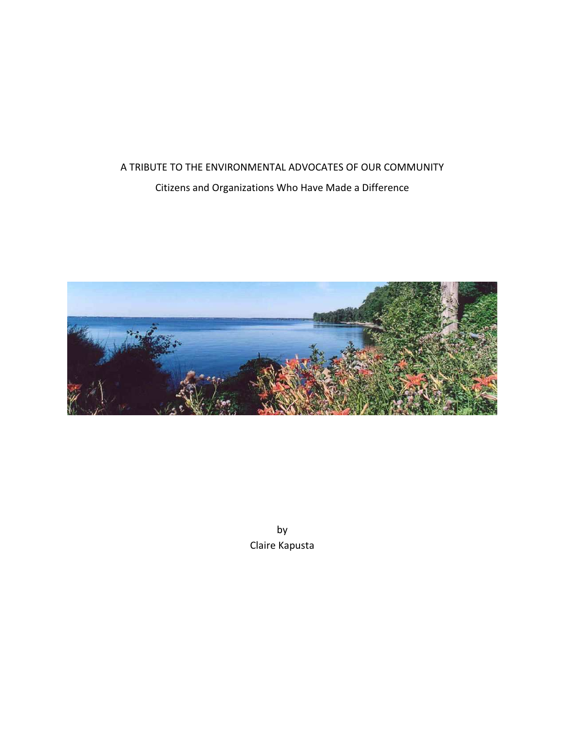# A TRIBUTE TO THE ENVIRONMENTAL ADVOCATES OF OUR COMMUNITY

## Citizens and Organizations Who Have Made a Difference

by
Claire Kapusta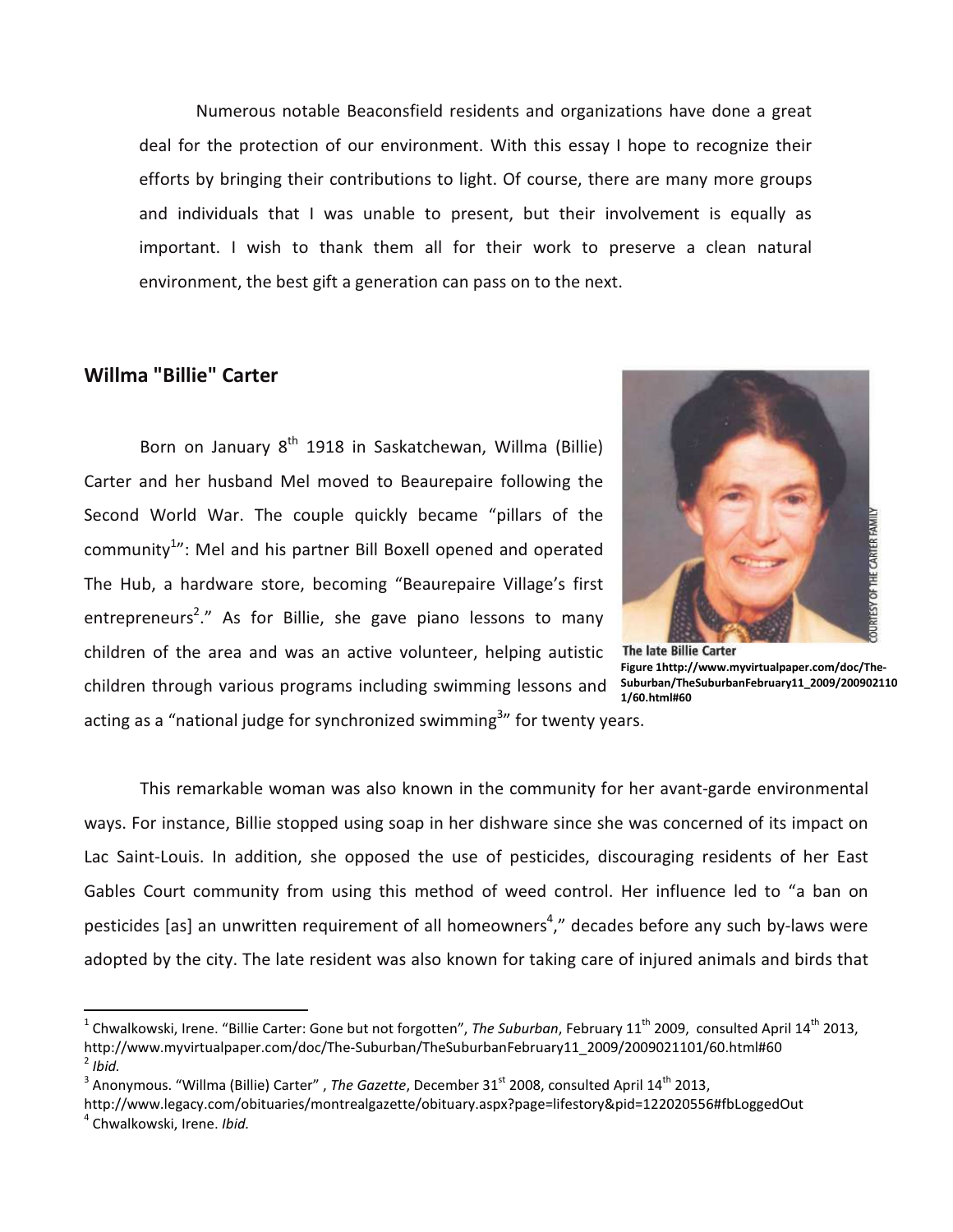Numerous notable Beaconsfield residents and organizations have done a great deal for the protection of our environment. With this essay I hope to recognize their efforts by bringing their contributions to light. Of course, there are many more groups and individuals that I was unable to present, but their involvement is equally as important. I wish to thank them all for their work to preserve a clean natural environment, the best gift a generation can pass on to the next.

## Willma "Billie" Carter

Born on January 8th 1918 in Saskatchewan, Willma (Billie) Carter and her husband Mel moved to Beaurepaire following the Second World War. The couple quickly became "pillars of the community[1]": Mel and his partner Bill Boxell opened and operated The Hub, a hardware store, becoming "Beaurepaire Village's first entrepreneurs[2]." As for Billie, she gave piano lessons to many children of the area and was an active volunteer, helping autistic children through various programs including swimming lessons and acting as a "national judge for synchronized swimming[3]" for twenty years.

The late Billie Carter

**Figure 1http://www.myvirtualpaper.com/doc/The-Suburban/TheSuburbanFebruary11_2009/2009021101/60.html#60**

This remarkable woman was also known in the community for her avant-garde environmental ways. For instance, Billie stopped using soap in her dishware since she was concerned of its impact on Lac Saint-Louis. In addition, she opposed the use of pesticides, discouraging residents of her East Gables Court community from using this method of weed control. Her influence led to "a ban on pesticides [as] an unwritten requirement of all homeowners[4]," decades before any such by-laws were adopted by the city. The late resident was also known for taking care of injured animals and birds that

---

[1] Chwalkowski, Irene. "Billie Carter: Gone but not forgotten", *The Suburban*, February 11th 2009, consulted April 14th 2013, http://www.myvirtualpaper.com/doc/The-Suburban/TheSuburbanFebruary11_2009/2009021101/60.html#60

[2] *Ibid.*

[3] Anonymous. "Willma (Billie) Carter" , *The Gazette*, December 31st 2008, consulted April 14th 2013, http://www.legacy.com/obituaries/montrealgazette/obituary.aspx?page=lifestory&pid=122020556#fbLoggedOut

[4] Chwalkowski, Irene. *Ibid.*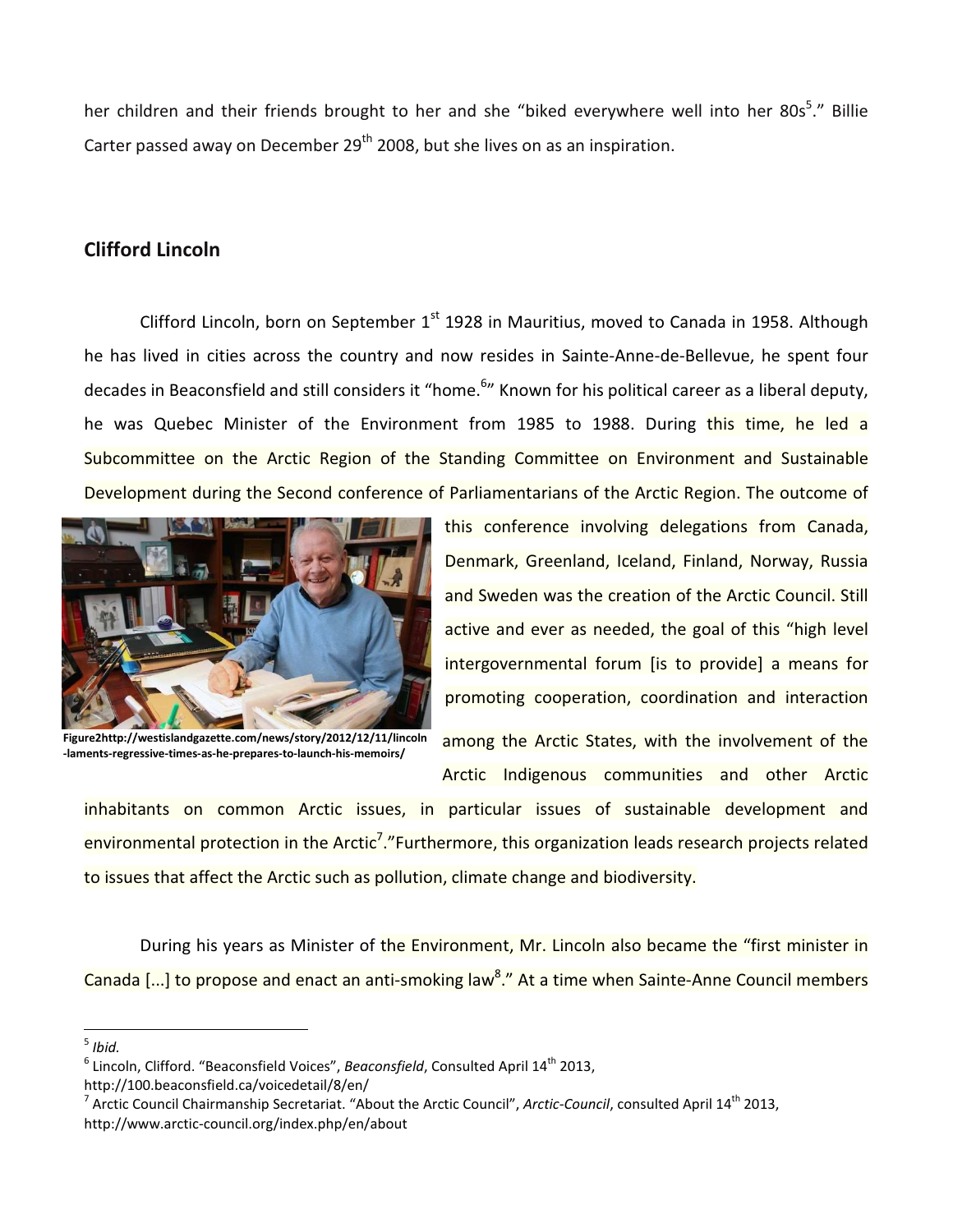her children and their friends brought to her and she "biked everywhere well into her 80s[5]." Billie Carter passed away on December 29th 2008, but she lives on as an inspiration.

## Clifford Lincoln

Clifford Lincoln, born on September 1st 1928 in Mauritius, moved to Canada in 1958. Although he has lived in cities across the country and now resides in Sainte-Anne-de-Bellevue, he spent four decades in Beaconsfield and still considers it "home.[6]" Known for his political career as a liberal deputy, he was Quebec Minister of the Environment from 1985 to 1988. During this time, he led a Subcommittee on the Arctic Region of the Standing Committee on Environment and Sustainable Development during the Second conference of Parliamentarians of the Arctic Region. The outcome of this conference involving delegations from Canada, Denmark, Greenland, Iceland, Finland, Norway, Russia and Sweden was the creation of the Arctic Council. Still active and ever as needed, the goal of this "high level intergovernmental forum [is to provide] a means for promoting cooperation, coordination and interaction among the Arctic States, with the involvement of the Arctic Indigenous communities and other Arctic inhabitants on common Arctic issues, in particular issues of sustainable development and environmental protection in the Arctic[7]."Furthermore, this organization leads research projects related to issues that affect the Arctic such as pollution, climate change and biodiversity.

**Figure2http://westislandgazette.com/news/story/2012/12/11/lincoln-laments-regressive-times-as-he-prepares-to-launch-his-memoirs/**

During his years as Minister of the Environment, Mr. Lincoln also became the "first minister in Canada [...] to propose and enact an anti-smoking law[8]." At a time when Sainte-Anne Council members

---

[5] *Ibid.*

[6] Lincoln, Clifford. "Beaconsfield Voices", *Beaconsfield*, Consulted April 14th 2013, http://100.beaconsfield.ca/voicedetail/8/en/

[7] Arctic Council Chairmanship Secretariat. "About the Arctic Council", *Arctic-Council*, consulted April 14th 2013, http://www.arctic-council.org/index.php/en/about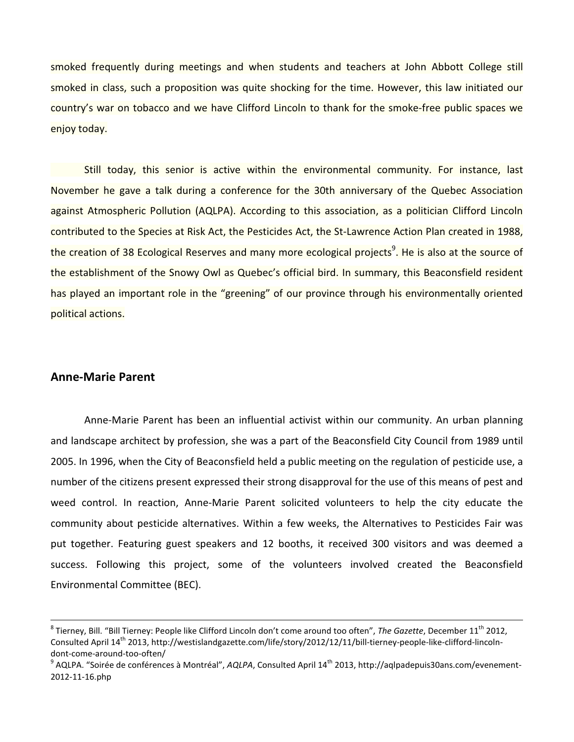smoked frequently during meetings and when students and teachers at John Abbott College still smoked in class, such a proposition was quite shocking for the time. However, this law initiated our country's war on tobacco and we have Clifford Lincoln to thank for the smoke-free public spaces we enjoy today.

Still today, this senior is active within the environmental community. For instance, last November he gave a talk during a conference for the 30th anniversary of the Quebec Association against Atmospheric Pollution (AQLPA). According to this association, as a politician Clifford Lincoln contributed to the Species at Risk Act, the Pesticides Act, the St-Lawrence Action Plan created in 1988, the creation of 38 Ecological Reserves and many more ecological projects[9]. He is also at the source of the establishment of the Snowy Owl as Quebec's official bird. In summary, this Beaconsfield resident has played an important role in the "greening" of our province through his environmentally oriented political actions.

## Anne-Marie Parent

Anne-Marie Parent has been an influential activist within our community. An urban planning and landscape architect by profession, she was a part of the Beaconsfield City Council from 1989 until 2005. In 1996, when the City of Beaconsfield held a public meeting on the regulation of pesticide use, a number of the citizens present expressed their strong disapproval for the use of this means of pest and weed control. In reaction, Anne-Marie Parent solicited volunteers to help the city educate the community about pesticide alternatives. Within a few weeks, the Alternatives to Pesticides Fair was put together. Featuring guest speakers and 12 booths, it received 300 visitors and was deemed a success. Following this project, some of the volunteers involved created the Beaconsfield Environmental Committee (BEC).

---

[8] Tierney, Bill. "Bill Tierney: People like Clifford Lincoln don't come around too often", *The Gazette*, December 11th 2012, Consulted April 14th 2013, http://westislandgazette.com/life/story/2012/12/11/bill-tierney-people-like-clifford-lincoln-dont-come-around-too-often/

[9] AQLPA. "Soirée de conférences à Montréal", *AQLPA*, Consulted April 14th 2013, http://aqlpadepuis30ans.com/evenement-2012-11-16.php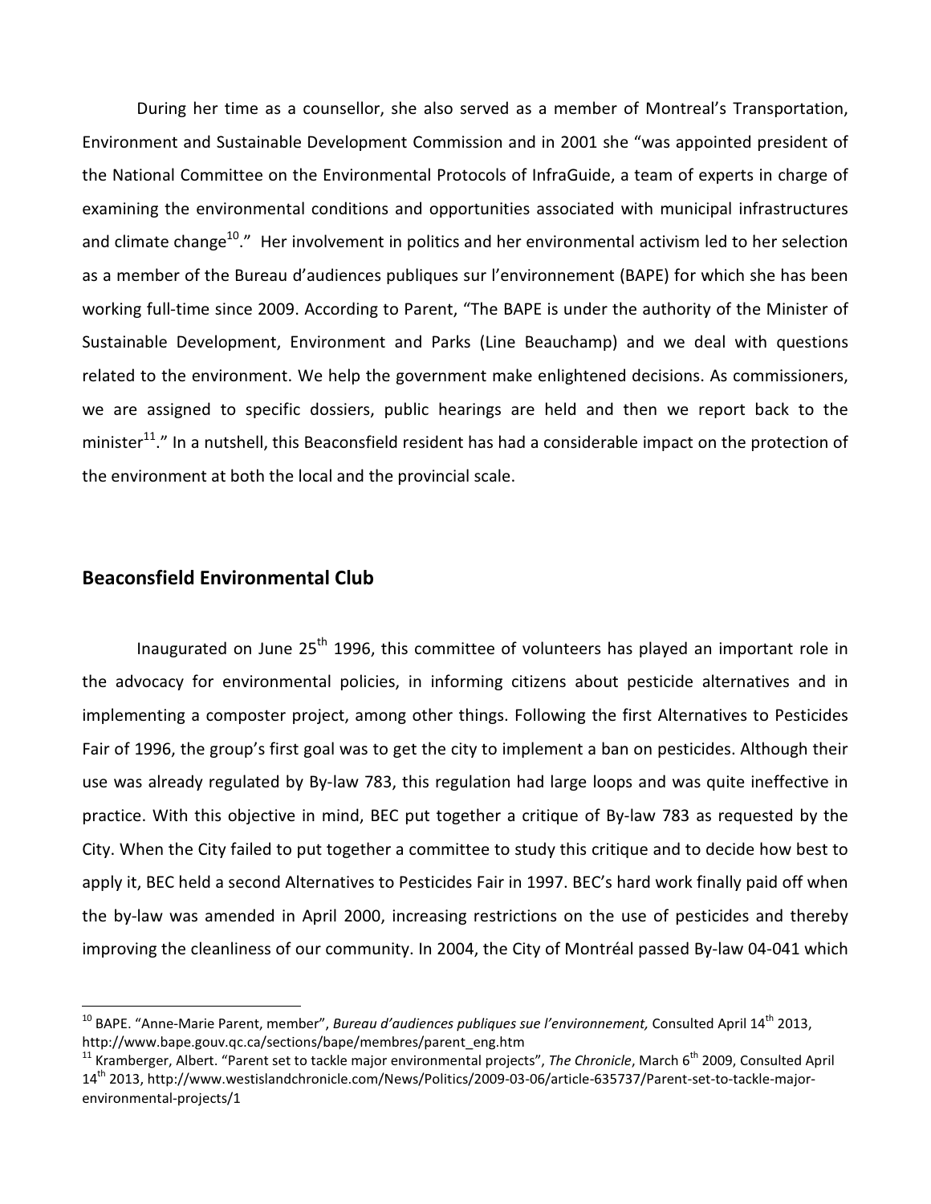During her time as a counsellor, she also served as a member of Montreal's Transportation, Environment and Sustainable Development Commission and in 2001 she "was appointed president of the National Committee on the Environmental Protocols of InfraGuide, a team of experts in charge of examining the environmental conditions and opportunities associated with municipal infrastructures and climate change[10]." Her involvement in politics and her environmental activism led to her selection as a member of the Bureau d'audiences publiques sur l'environnement (BAPE) for which she has been working full-time since 2009. According to Parent, "The BAPE is under the authority of the Minister of Sustainable Development, Environment and Parks (Line Beauchamp) and we deal with questions related to the environment. We help the government make enlightened decisions. As commissioners, we are assigned to specific dossiers, public hearings are held and then we report back to the minister[11]." In a nutshell, this Beaconsfield resident has had a considerable impact on the protection of the environment at both the local and the provincial scale.

## Beaconsfield Environmental Club

Inaugurated on June 25th 1996, this committee of volunteers has played an important role in the advocacy for environmental policies, in informing citizens about pesticide alternatives and in implementing a composter project, among other things. Following the first Alternatives to Pesticides Fair of 1996, the group's first goal was to get the city to implement a ban on pesticides. Although their use was already regulated by By-law 783, this regulation had large loops and was quite ineffective in practice. With this objective in mind, BEC put together a critique of By-law 783 as requested by the City. When the City failed to put together a committee to study this critique and to decide how best to apply it, BEC held a second Alternatives to Pesticides Fair in 1997. BEC's hard work finally paid off when the by-law was amended in April 2000, increasing restrictions on the use of pesticides and thereby improving the cleanliness of our community. In 2004, the City of Montréal passed By-law 04-041 which

---

[10] BAPE. "Anne-Marie Parent, member", *Bureau d'audiences publiques sue l'environnement,* Consulted April 14th 2013, http://www.bape.gouv.qc.ca/sections/bape/membres/parent_eng.htm

[11] Kramberger, Albert. "Parent set to tackle major environmental projects", *The Chronicle*, March 6th 2009, Consulted April 14th 2013, http://www.westislandchronicle.com/News/Politics/2009-03-06/article-635737/Parent-set-to-tackle-major-environmental-projects/1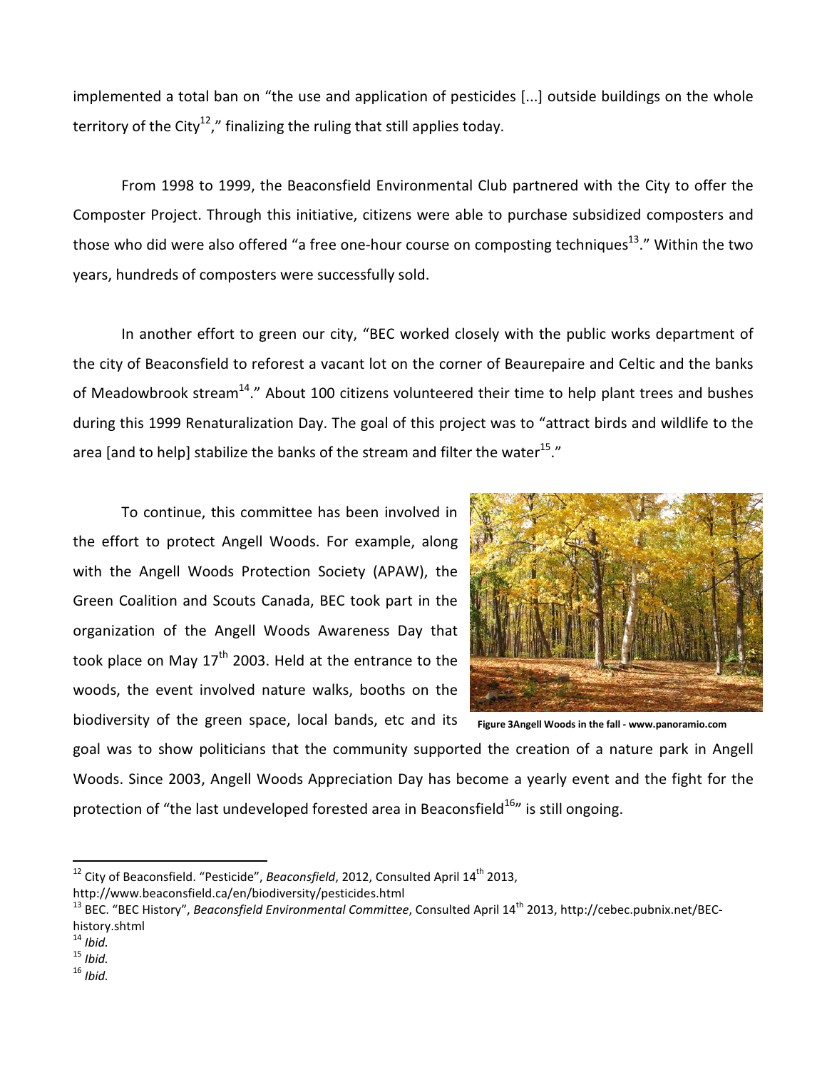implemented a total ban on "the use and application of pesticides [...] outside buildings on the whole territory of the City[12]," finalizing the ruling that still applies today.

From 1998 to 1999, the Beaconsfield Environmental Club partnered with the City to offer the Composter Project. Through this initiative, citizens were able to purchase subsidized composters and those who did were also offered "a free one-hour course on composting techniques[13]." Within the two years, hundreds of composters were successfully sold.

In another effort to green our city, "BEC worked closely with the public works department of the city of Beaconsfield to reforest a vacant lot on the corner of Beaurepaire and Celtic and the banks of Meadowbrook stream[14]." About 100 citizens volunteered their time to help plant trees and bushes during this 1999 Renaturalization Day. The goal of this project was to "attract birds and wildlife to the area [and to help] stabilize the banks of the stream and filter the water[15]."

To continue, this committee has been involved in the effort to protect Angell Woods. For example, along with the Angell Woods Protection Society (APAW), the Green Coalition and Scouts Canada, BEC took part in the organization of the Angell Woods Awareness Day that took place on May 17th 2003. Held at the entrance to the woods, the event involved nature walks, booths on the biodiversity of the green space, local bands, etc and its goal was to show politicians that the community supported the creation of a nature park in Angell Woods. Since 2003, Angell Woods Appreciation Day has become a yearly event and the fight for the protection of "the last undeveloped forested area in Beaconsfield[16]" is still ongoing.

**Figure 3Angell Woods in the fall - www.panoramio.com**

---

[12] City of Beaconsfield. "Pesticide", *Beaconsfield*, 2012, Consulted April 14th 2013, http://www.beaconsfield.ca/en/biodiversity/pesticides.html

[13] BEC. "BEC History", *Beaconsfield Environmental Committee*, Consulted April 14th 2013, http://cebec.pubnix.net/BEC-history.shtml

[14] *Ibid.*

[15] *Ibid.*

[16] *Ibid.*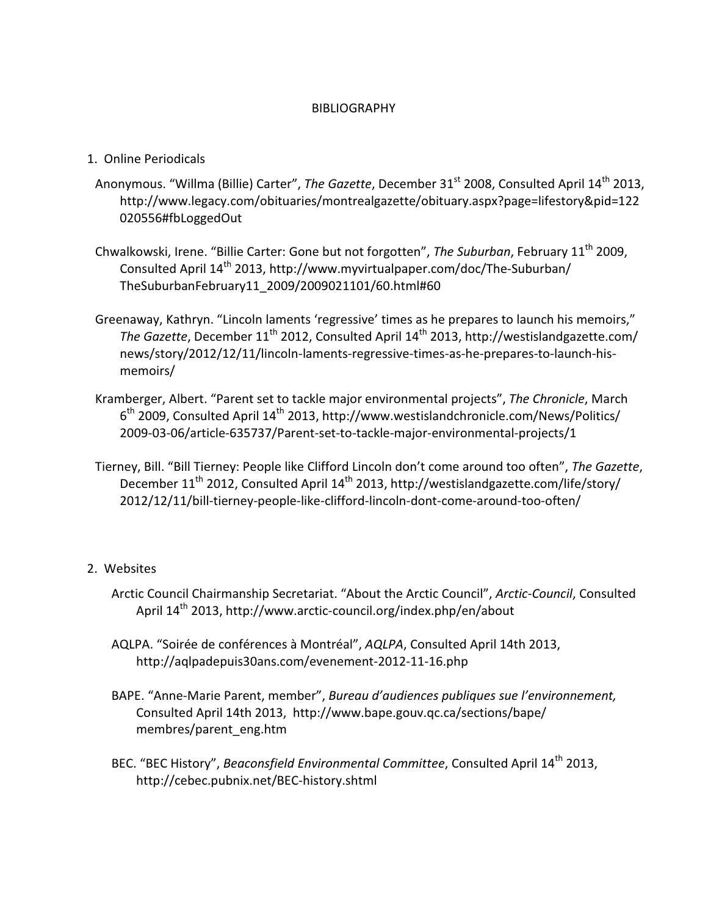# BIBLIOGRAPHY

1. Online Periodicals

Anonymous. "Willma (Billie) Carter", *The Gazette*, December 31st 2008, Consulted April 14th 2013, http://www.legacy.com/obituaries/montrealgazette/obituary.aspx?page=lifestory&pid=122020556#fbLoggedOut

Chwalkowski, Irene. "Billie Carter: Gone but not forgotten", *The Suburban*, February 11th 2009, Consulted April 14th 2013, http://www.myvirtualpaper.com/doc/The-Suburban/TheSuburbanFebruary11_2009/2009021101/60.html#60

Greenaway, Kathryn. "Lincoln laments 'regressive' times as he prepares to launch his memoirs," *The Gazette*, December 11th 2012, Consulted April 14th 2013, http://westislandgazette.com/news/story/2012/12/11/lincoln-laments-regressive-times-as-he-prepares-to-launch-his-memoirs/

Kramberger, Albert. "Parent set to tackle major environmental projects", *The Chronicle*, March 6th 2009, Consulted April 14th 2013, http://www.westislandchronicle.com/News/Politics/2009-03-06/article-635737/Parent-set-to-tackle-major-environmental-projects/1

Tierney, Bill. "Bill Tierney: People like Clifford Lincoln don't come around too often", *The Gazette*, December 11th 2012, Consulted April 14th 2013, http://westislandgazette.com/life/story/2012/12/11/bill-tierney-people-like-clifford-lincoln-dont-come-around-too-often/

2. Websites

Arctic Council Chairmanship Secretariat. "About the Arctic Council", *Arctic-Council*, Consulted April 14th 2013, http://www.arctic-council.org/index.php/en/about

AQLPA. "Soirée de conférences à Montréal", *AQLPA*, Consulted April 14th 2013, http://aqlpadepuis30ans.com/evenement-2012-11-16.php

BAPE. "Anne-Marie Parent, member", *Bureau d'audiences publiques sue l'environnement,* Consulted April 14th 2013, http://www.bape.gouv.qc.ca/sections/bape/membres/parent_eng.htm

BEC. "BEC History", *Beaconsfield Environmental Committee*, Consulted April 14th 2013, http://cebec.pubnix.net/BEC-history.shtml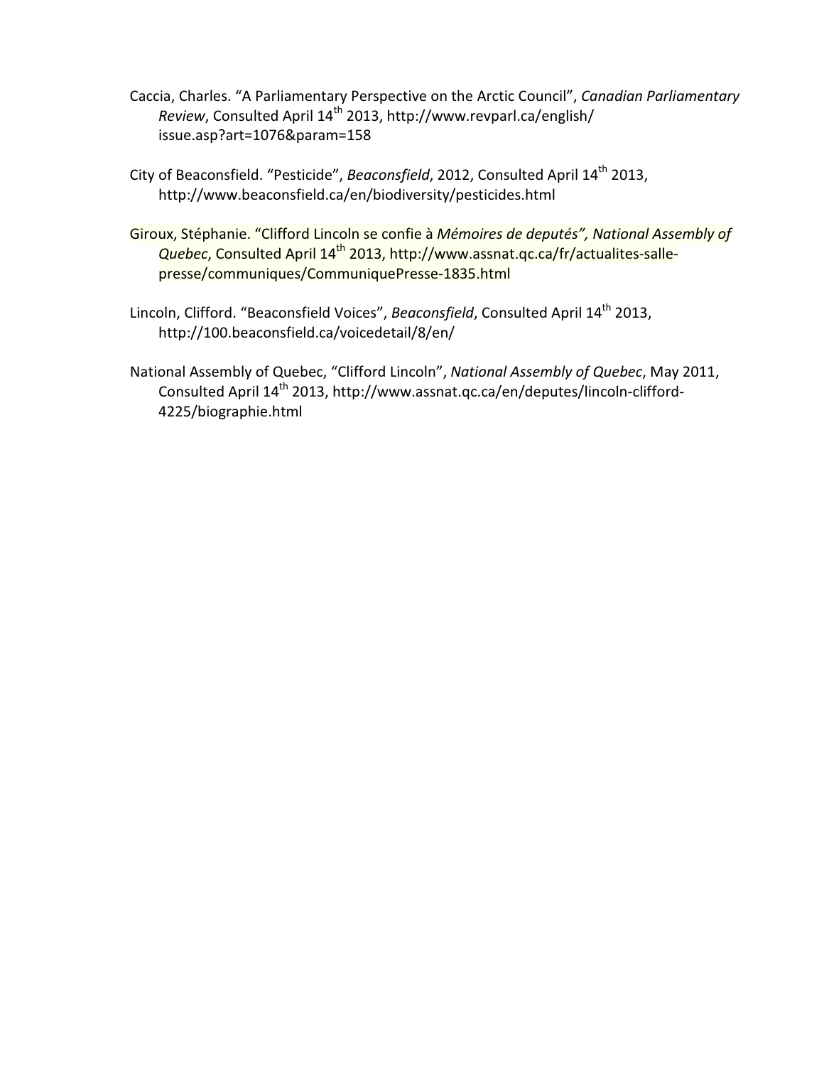Caccia, Charles. “A Parliamentary Perspective on the Arctic Council”, *Canadian Parliamentary Review*, Consulted April 14th 2013, http://www.revparl.ca/english/issue.asp?art=1076&param=158

City of Beaconsfield. “Pesticide”, *Beaconsfield*, 2012, Consulted April 14th 2013, http://www.beaconsfield.ca/en/biodiversity/pesticides.html

Giroux, Stéphanie. “Clifford Lincoln se confie à *Mémoires de deputés”, National Assembly of Quebec*, Consulted April 14th 2013, http://www.assnat.qc.ca/fr/actualites-salle-presse/communiques/CommuniquePresse-1835.html

Lincoln, Clifford. “Beaconsfield Voices”, *Beaconsfield*, Consulted April 14th 2013, http://100.beaconsfield.ca/voicedetail/8/en/

National Assembly of Quebec, “Clifford Lincoln”, *National Assembly of Quebec*, May 2011, Consulted April 14th 2013, http://www.assnat.qc.ca/en/deputes/lincoln-clifford-4225/biographie.html